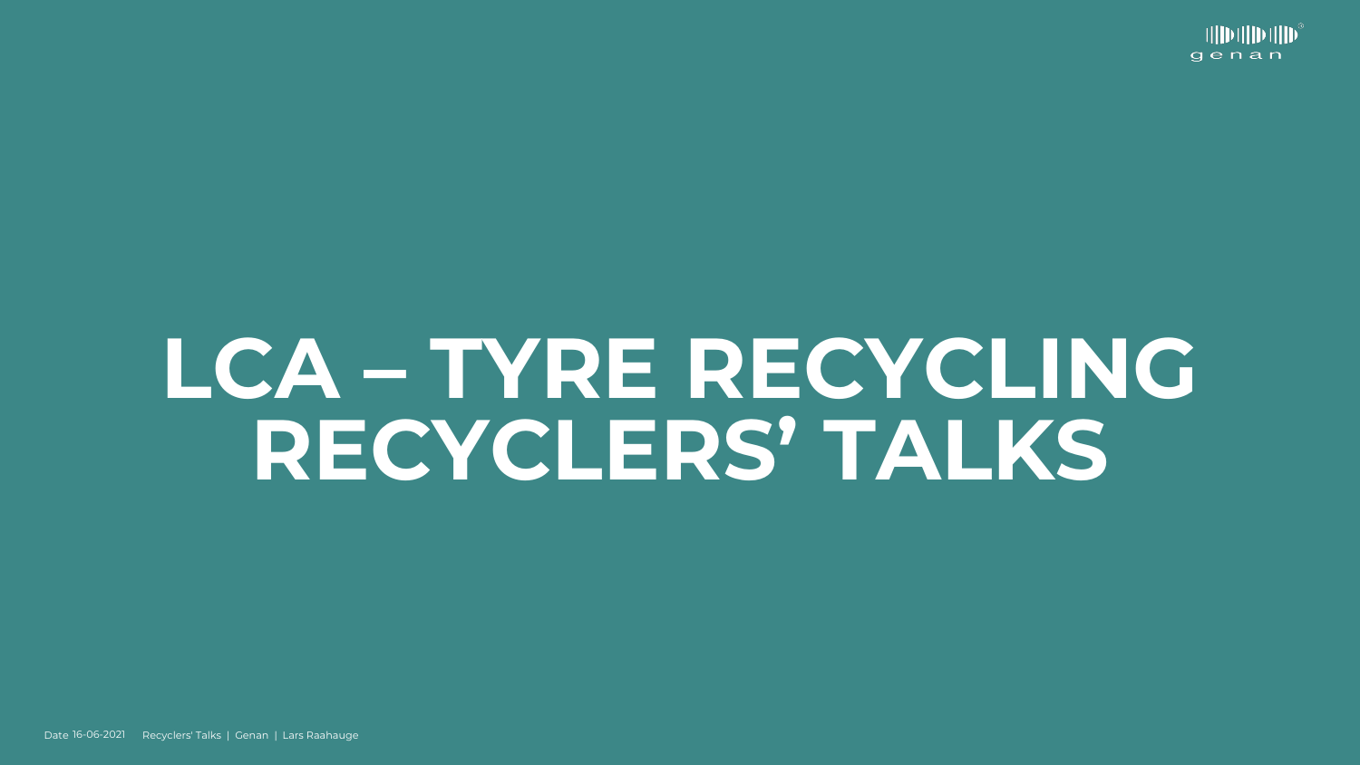# LCA – TYRE RECYCLING RECYCLERS' TALKS

Date 16-06-2021 Recyclers' Talks | Genan | Lars Raahauge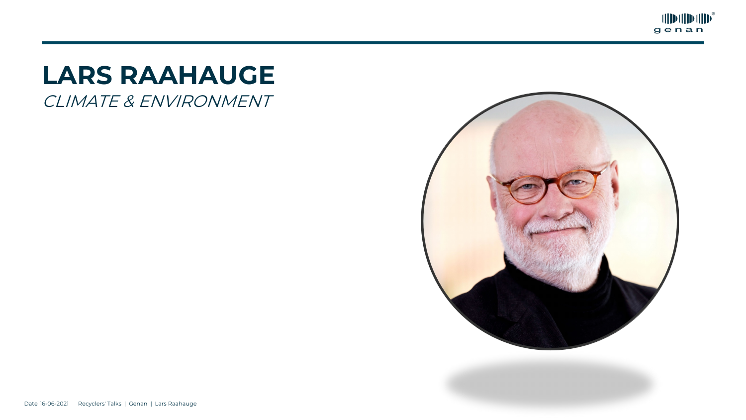# LARS RAAHAUGE

*CLIMATE & ENVIRONMENT*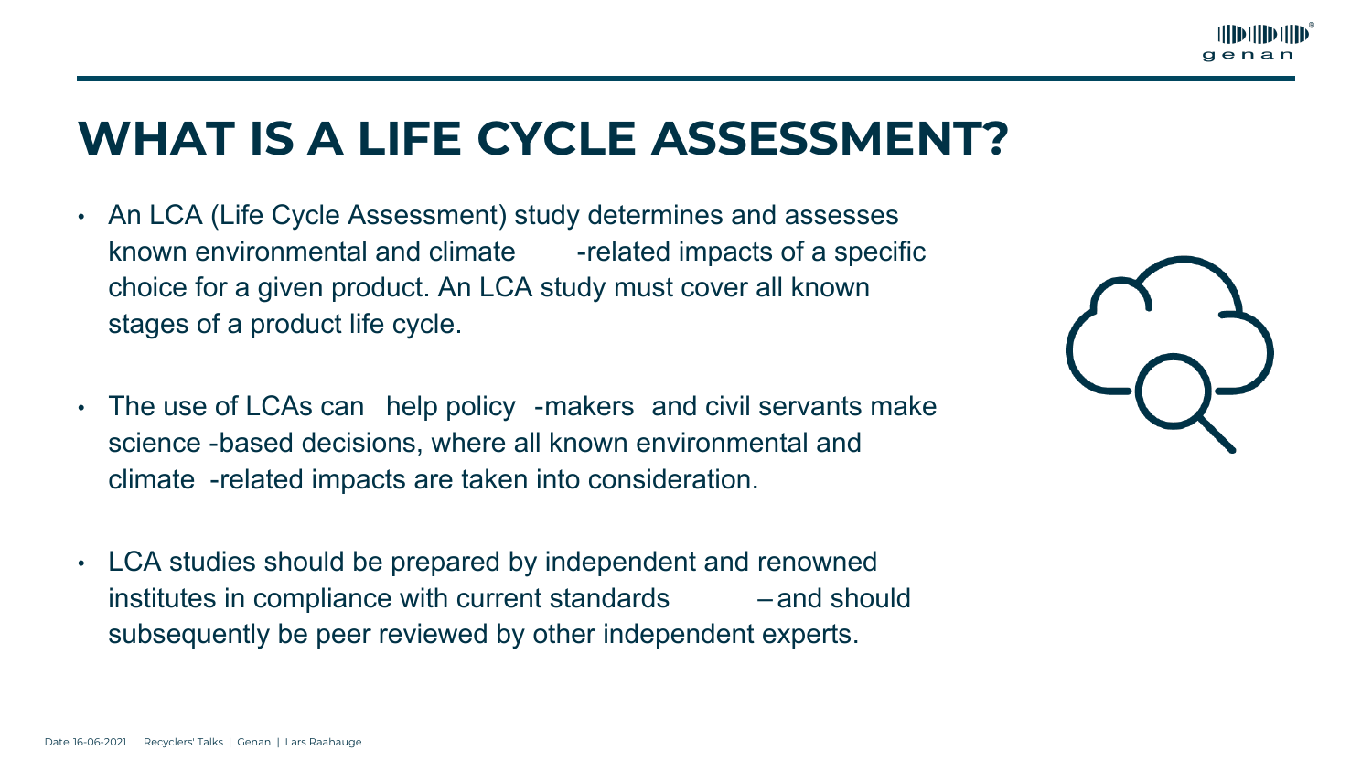# WHAT IS A LIFE CYCLE ASSESSMENT?

- An LCA (Life Cycle Assessment) study determines and assesses known environmental and climate-related impacts of a specific choice for a given product. An LCA study must cover all known stages of a product life cycle.
- The use of LCAs can help policy-makers and civil servants make science-based decisions, where all known environmental and climate-related impacts are taken into consideration.
- LCA studies should be prepared by independent and renowned institutes in compliance with current standards – and should subsequently be peer reviewed by other independent experts.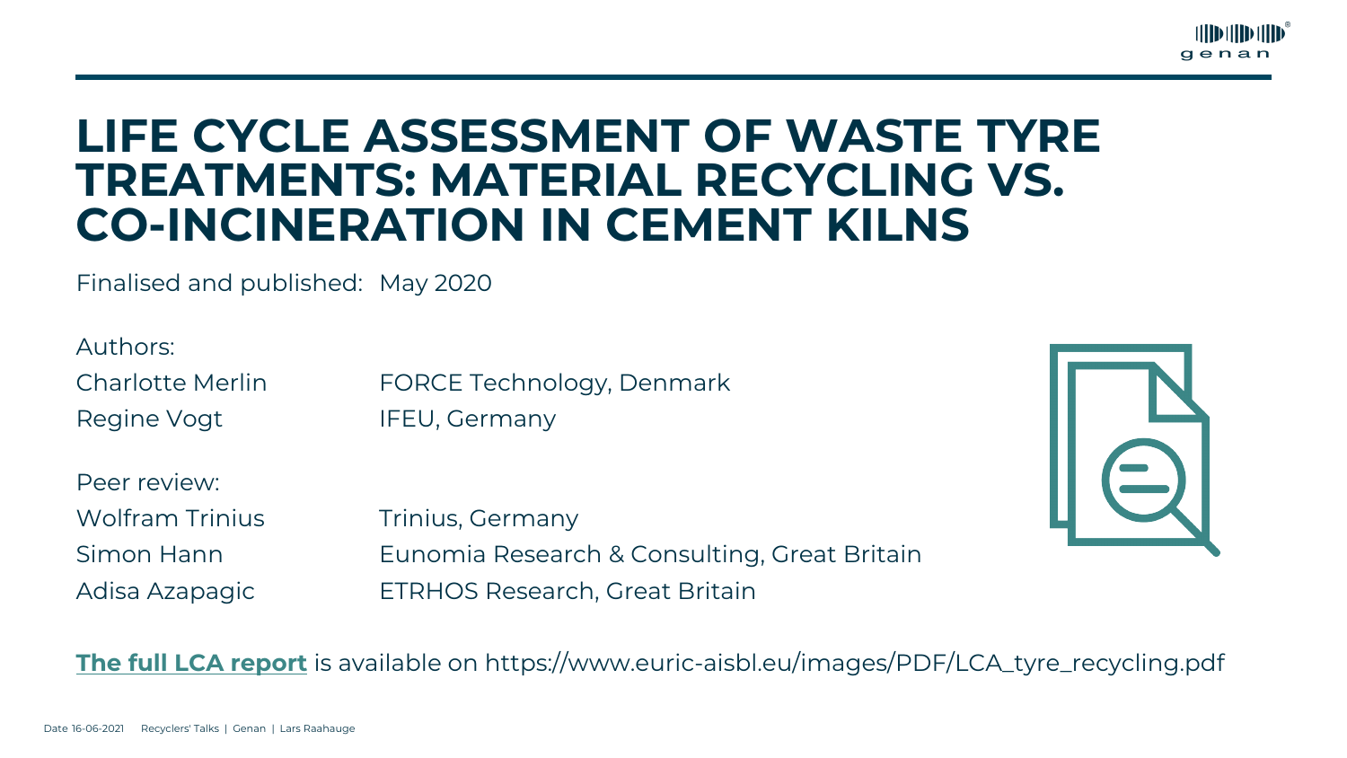# LIFE CYCLE ASSESSMENT OF WASTE TYRE TREATMENTS: MATERIAL RECYCLING VS. CO-INCINERATION IN CEMENT KILNS

Finalised and published: May 2020

Authors:

| | |
|---|---|
| Charlotte Merlin | FORCE Technology, Denmark |
| Regine Vogt | IFEU, Germany |

Peer review:

| | |
|---|---|
| Wolfram Trinius | Trinius, Germany |
| Simon Hann | Eunomia Research & Consulting, Great Britain |
| Adisa Azapagic | ETRHOS Research, Great Britain |

**The full LCA report** is available on https://www.euric-aisbl.eu/images/PDF/LCA_tyre_recycling.pdf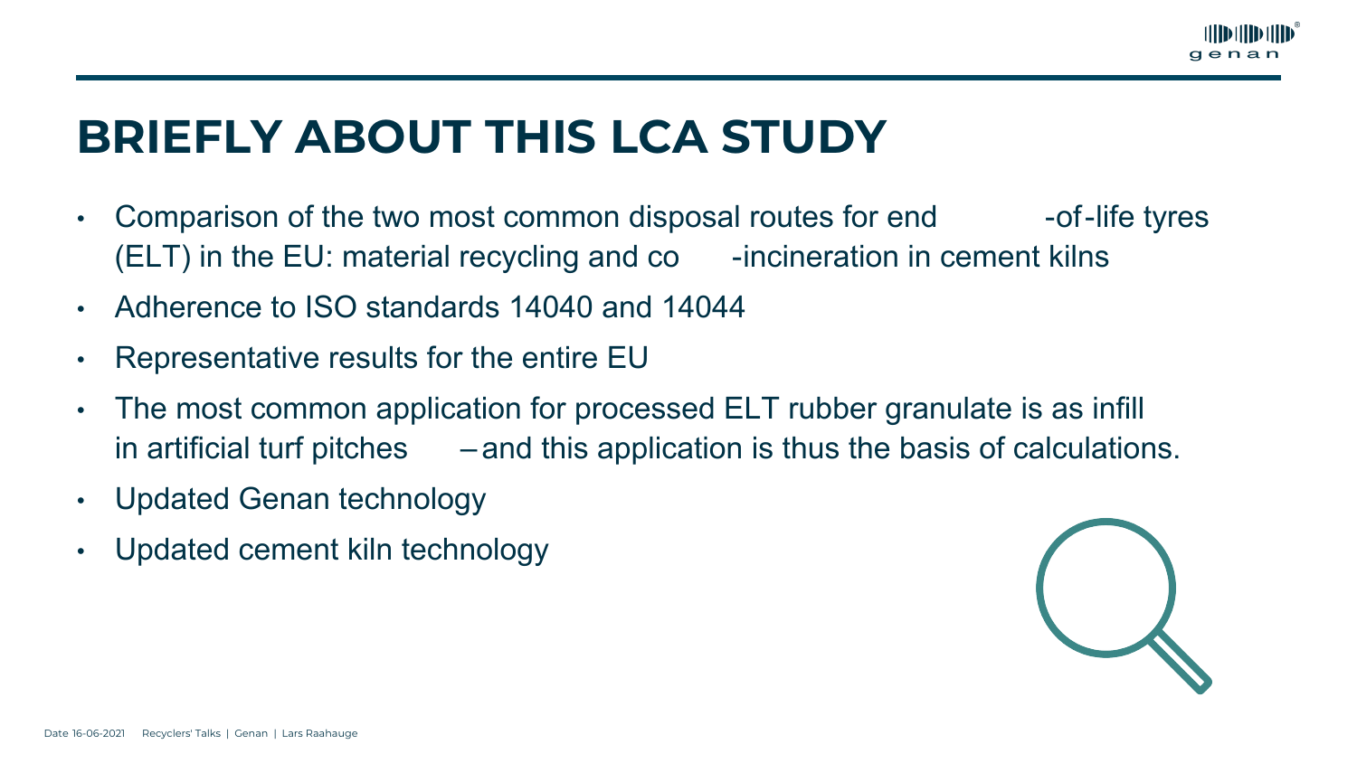# BRIEFLY ABOUT THIS LCA STUDY

- Comparison of the two most common disposal routes for end-of-life tyres (ELT) in the EU: material recycling and co-incineration in cement kilns
- Adherence to ISO standards 14040 and 14044
- Representative results for the entire EU
- The most common application for processed ELT rubber granulate is as infill in artificial turf pitches – and this application is thus the basis of calculations.
- Updated Genan technology
- Updated cement kiln technology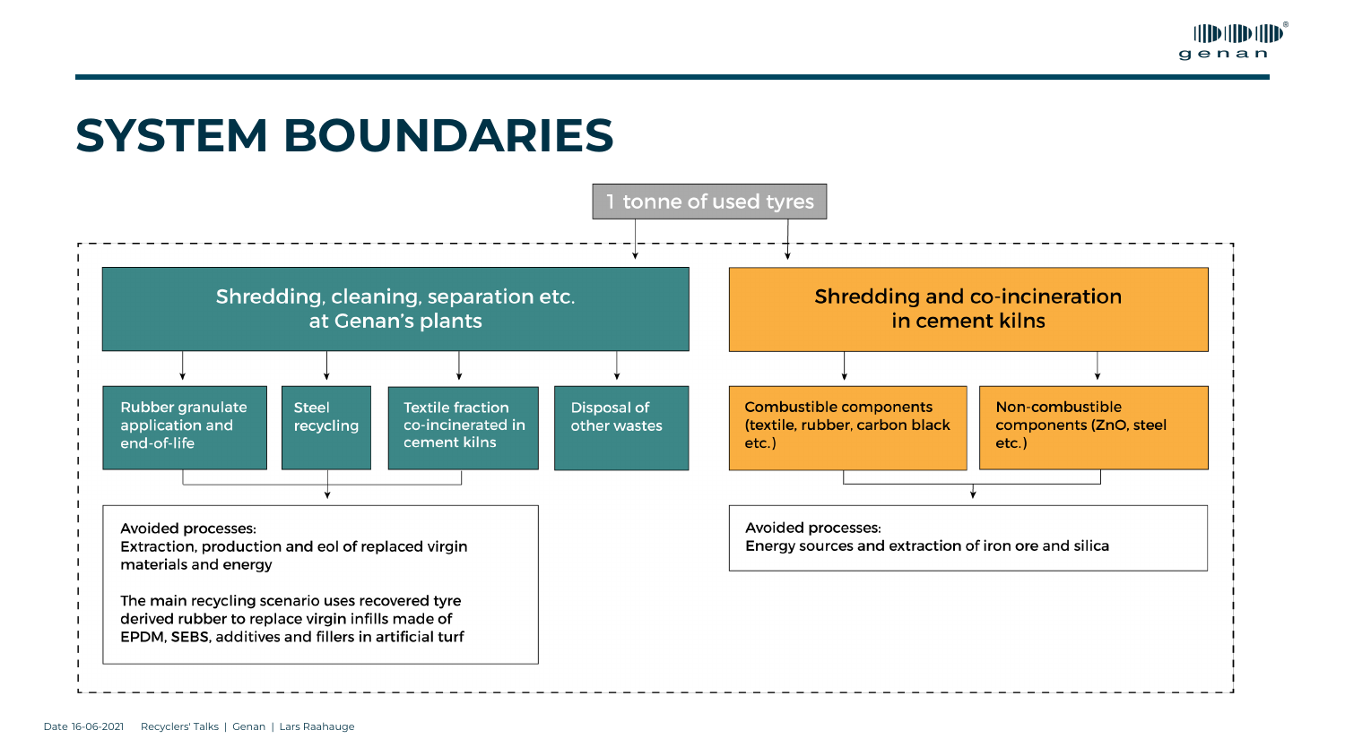# SYSTEM BOUNDARIES

1 tonne of used tyres

## Shredding, cleaning, separation etc. at Genan's plants

- Rubber granulate application and end-of-life
- Steel recycling
- Textile fraction co-incinerated in cement kilns
- Disposal of other wastes

Avoided processes:
Extraction, production and eol of replaced virgin materials and energy

The main recycling scenario uses recovered tyre derived rubber to replace virgin infills made of EPDM, SEBS, additives and fillers in artificial turf

## Shredding and co-incineration in cement kilns

- Combustible components (textile, rubber, carbon black etc.)
- Non-combustible components (ZnO, steel etc.)

Avoided processes:
Energy sources and extraction of iron ore and silica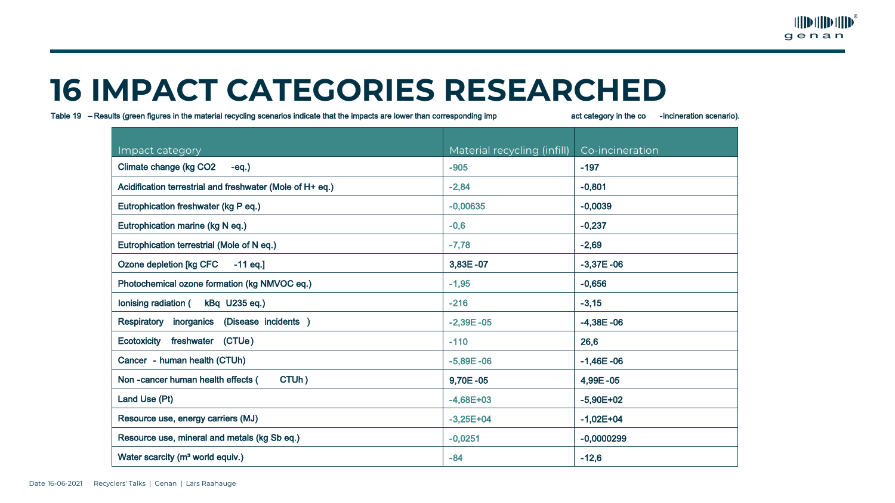# 16 IMPACT CATEGORIES RESEARCHED

Table 19 – Results (green figures in the material recycling scenarios indicate that the impacts are lower than corresponding impact category in the co-incineration scenario).

| Impact category | Material recycling (infill) | Co-incineration |
|---|---|---|
| Climate change (kg $CO_2$-eq.) | -905 | -197 |
| Acidification terrestrial and freshwater (Mole of H+ eq.) | -2,84 | -0,801 |
| Eutrophication freshwater (kg P eq.) | -0,00635 | -0,0039 |
| Eutrophication marine (kg N eq.) | -0,6 | -0,237 |
| Eutrophication terrestrial (Mole of N eq.) | -7,78 | -2,69 |
| Ozone depletion [kg CFC-11 eq.] | 3,83E-07 | -3,37E-06 |
| Photochemical ozone formation (kg NMVOC eq.) | -1,95 | -0,656 |
| Ionising radiation (kBq U235 eq.) | -216 | -3,15 |
| Respiratory inorganics (Disease incidents) | -2,39E-05 | -4,38E-06 |
| Ecotoxicity freshwater (CTUe) | -110 | 26,6 |
| Cancer - human health (CTUh) | -5,89E-06 | -1,46E-06 |
| Non-cancer human health effects (CTUh) | 9,70E-05 | 4,99E-05 |
| Land Use (Pt) | -4,68E+03 | -5,90E+02 |
| Resource use, energy carriers (MJ) | -3,25E+04 | -1,02E+04 |
| Resource use, mineral and metals (kg Sb eq.) | -0,0251 | -0,0000299 |
| Water scarcity ($m^3$ world equiv.) | -84 | -12,6 |

Date 16-06-2021 Recyclers' Talks | Genan | Lars Raahauge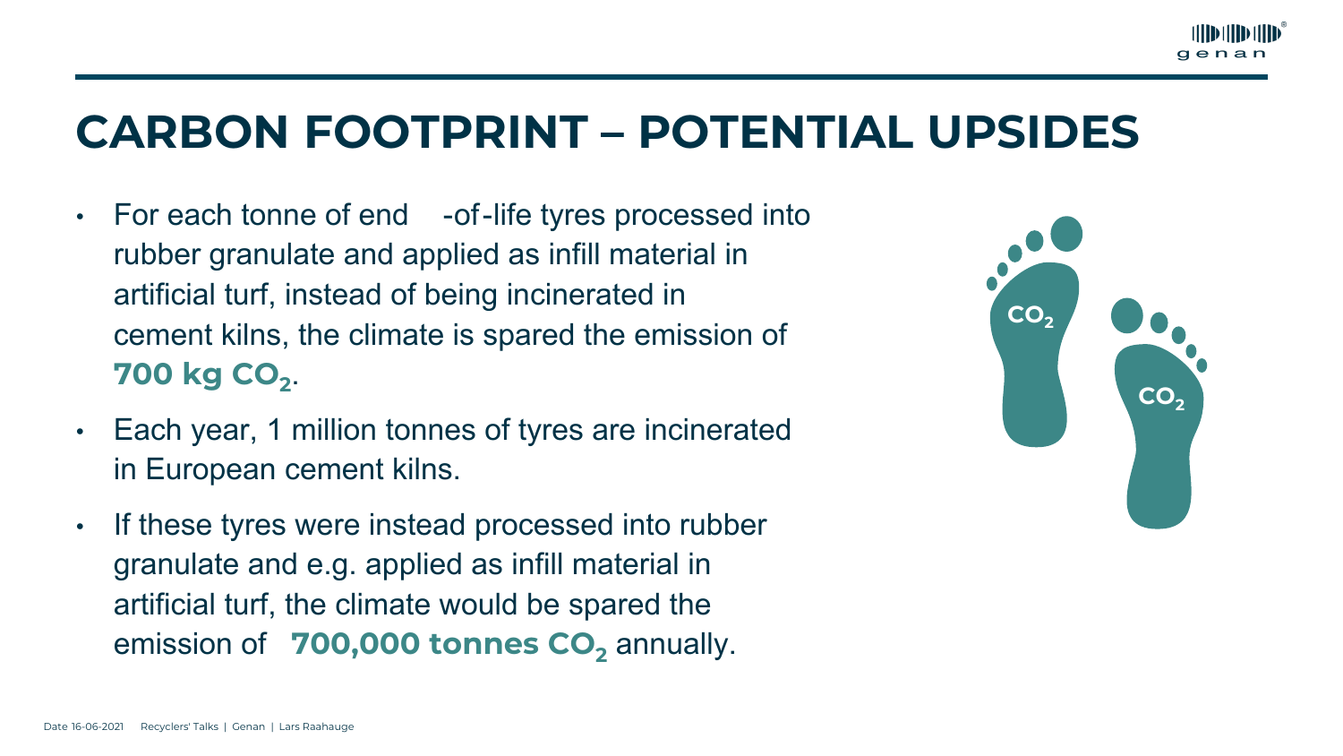# CARBON FOOTPRINT – POTENTIAL UPSIDES

- For each tonne of end-of-life tyres processed into rubber granulate and applied as infill material in artificial turf, instead of being incinerated in cement kilns, the climate is spared the emission of **700 kg $CO_2$**.
- Each year, 1 million tonnes of tyres are incinerated in European cement kilns.
- If these tyres were instead processed into rubber granulate and e.g. applied as infill material in artificial turf, the climate would be spared the emission of **700,000 tonnes $CO_2$** annually.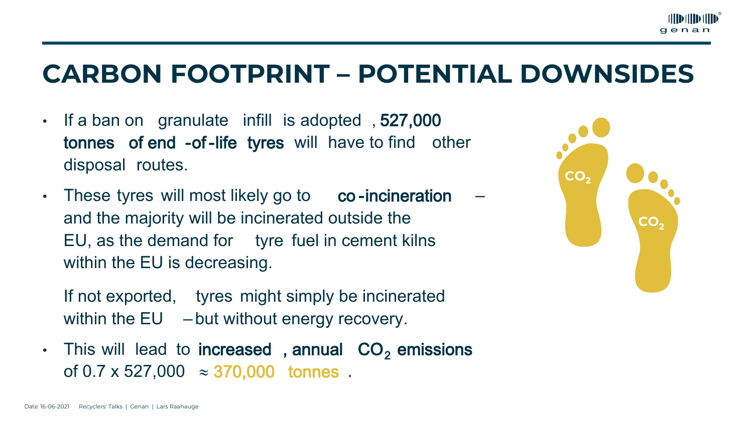# CARBON FOOTPRINT – POTENTIAL DOWNSIDES

- If a ban on granulate infill is adopted, **527,000 tonnes of end-of-life tyres** will have to find other disposal routes.
- These tyres will most likely go to **co-incineration** – and the majority will be incinerated outside the EU, as the demand for tyre fuel in cement kilns within the EU is decreasing.

  If not exported, tyres might simply be incinerated within the EU – but without energy recovery.
- This will lead to **increased, annual $CO_2$ emissions** of 0.7 x 527,000 $\approx$ 370,000 tonnes.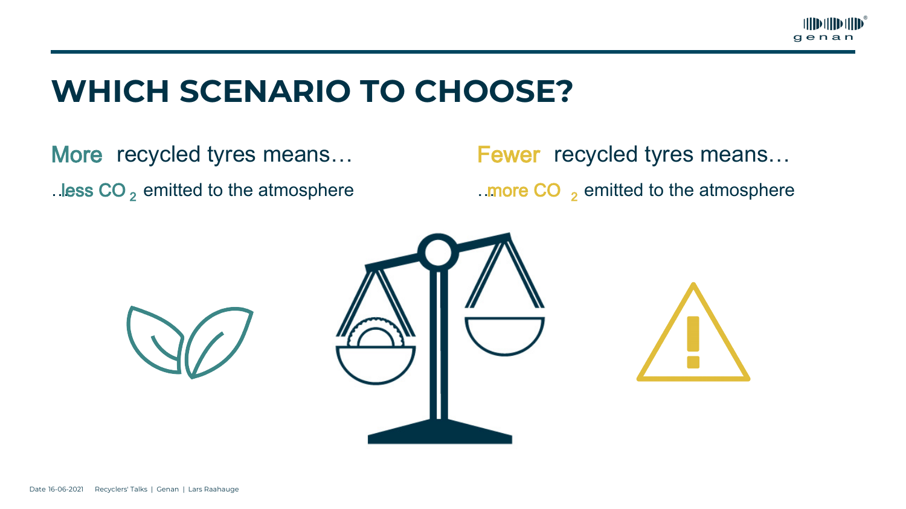# WHICH SCENARIO TO CHOOSE?

More recycled tyres means…

…less $CO_2$ emitted to the atmosphere

Fewer recycled tyres means…

…more $CO_2$ emitted to the atmosphere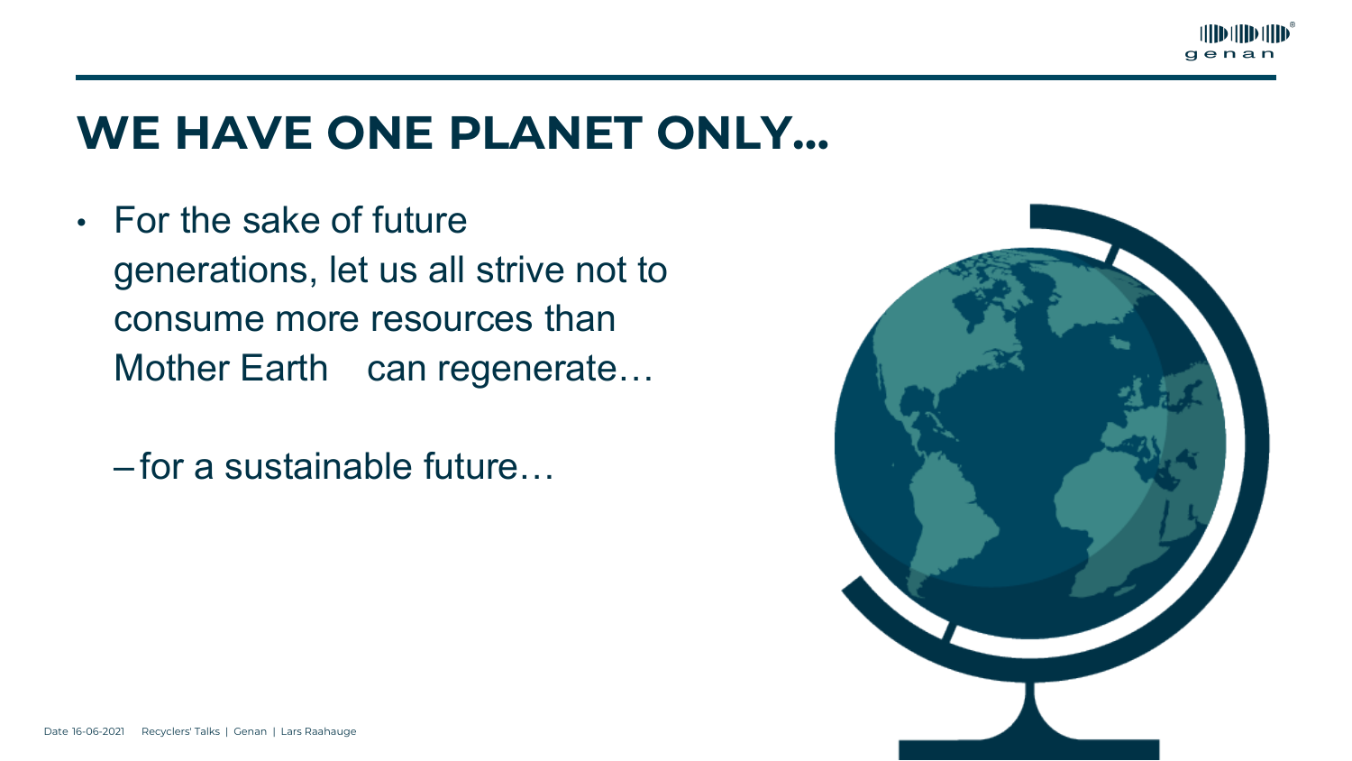# WE HAVE ONE PLANET ONLY…

- For the sake of future generations, let us all strive not to consume more resources than Mother Earth can regenerate…

  – for a sustainable future…